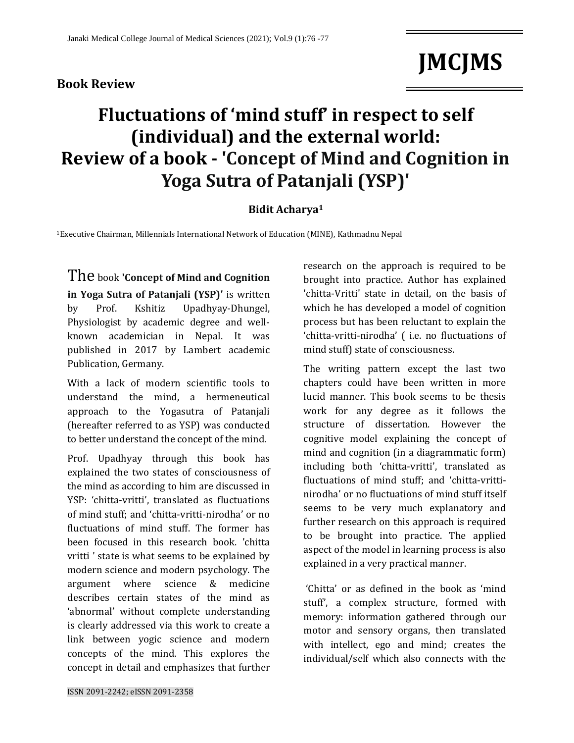**Book Review**

# Fluctuations of 'mind stuff' in respect to self (individual) and the external world: Review of a book - 'Concept of Mind and Cognition in Yoga Sutra of Patanjali (YSP)'

**Bidit Acharya[1]**

[1]Executive Chairman, Millennials International Network of Education (MINE), Kathmadnu Nepal

The book **'Concept of Mind and Cognition in Yoga Sutra of Patanjali (YSP)'** is written by Prof. Kshitiz Upadhyay-Dhungel, Physiologist by academic degree and well-known academician in Nepal. It was published in 2017 by Lambert academic Publication, Germany.

With a lack of modern scientific tools to understand the mind, a hermeneutical approach to the Yogasutra of Patanjali (hereafter referred to as YSP) was conducted to better understand the concept of the mind.

Prof. Upadhyay through this book has explained the two states of consciousness of the mind as according to him are discussed in YSP: 'chitta-vritti', translated as fluctuations of mind stuff; and 'chitta-vritti-nirodha' or no fluctuations of mind stuff. The former has been focused in this research book. 'chitta vritti ' state is what seems to be explained by modern science and modern psychology. The argument where science & medicine describes certain states of the mind as 'abnormal' without complete understanding is clearly addressed via this work to create a link between yogic science and modern concepts of the mind. This explores the concept in detail and emphasizes that further research on the approach is required to be brought into practice. Author has explained 'chitta-Vritti' state in detail, on the basis of which he has developed a model of cognition process but has been reluctant to explain the 'chitta-vritti-nirodha' ( i.e. no fluctuations of mind stuff) state of consciousness.

The writing pattern except the last two chapters could have been written in more lucid manner. This book seems to be thesis work for any degree as it follows the structure of dissertation. However the cognitive model explaining the concept of mind and cognition (in a diagrammatic form) including both 'chitta-vritti', translated as fluctuations of mind stuff; and 'chitta-vritti-nirodha' or no fluctuations of mind stuff itself seems to be very much explanatory and further research on this approach is required to be brought into practice. The applied aspect of the model in learning process is also explained in a very practical manner.

'Chitta' or as defined in the book as 'mind stuff', a complex structure, formed with memory: information gathered through our motor and sensory organs, then translated with intellect, ego and mind; creates the individual/self which also connects with the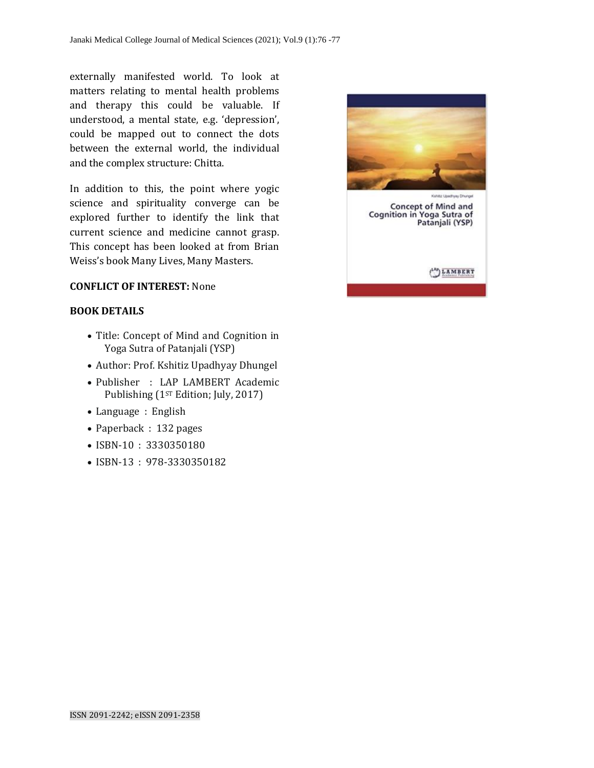externally manifested world. To look at matters relating to mental health problems and therapy this could be valuable. If understood, a mental state, e.g. 'depression', could be mapped out to connect the dots between the external world, the individual and the complex structure: Chitta.

In addition to this, the point where yogic science and spirituality converge can be explored further to identify the link that current science and medicine cannot grasp. This concept has been looked at from Brian Weiss's book Many Lives, Many Masters.

**CONFLICT OF INTEREST:** None

**BOOK DETAILS**

- Title: Concept of Mind and Cognition in Yoga Sutra of Patanjali (YSP)
- Author: Prof. Kshitiz Upadhyay Dhungel
- Publisher : LAP LAMBERT Academic Publishing (1ST Edition; July, 2017)
- Language : English
- Paperback : 132 pages
- ISBN-10 : 3330350180
- ISBN-13 : 978-3330350182